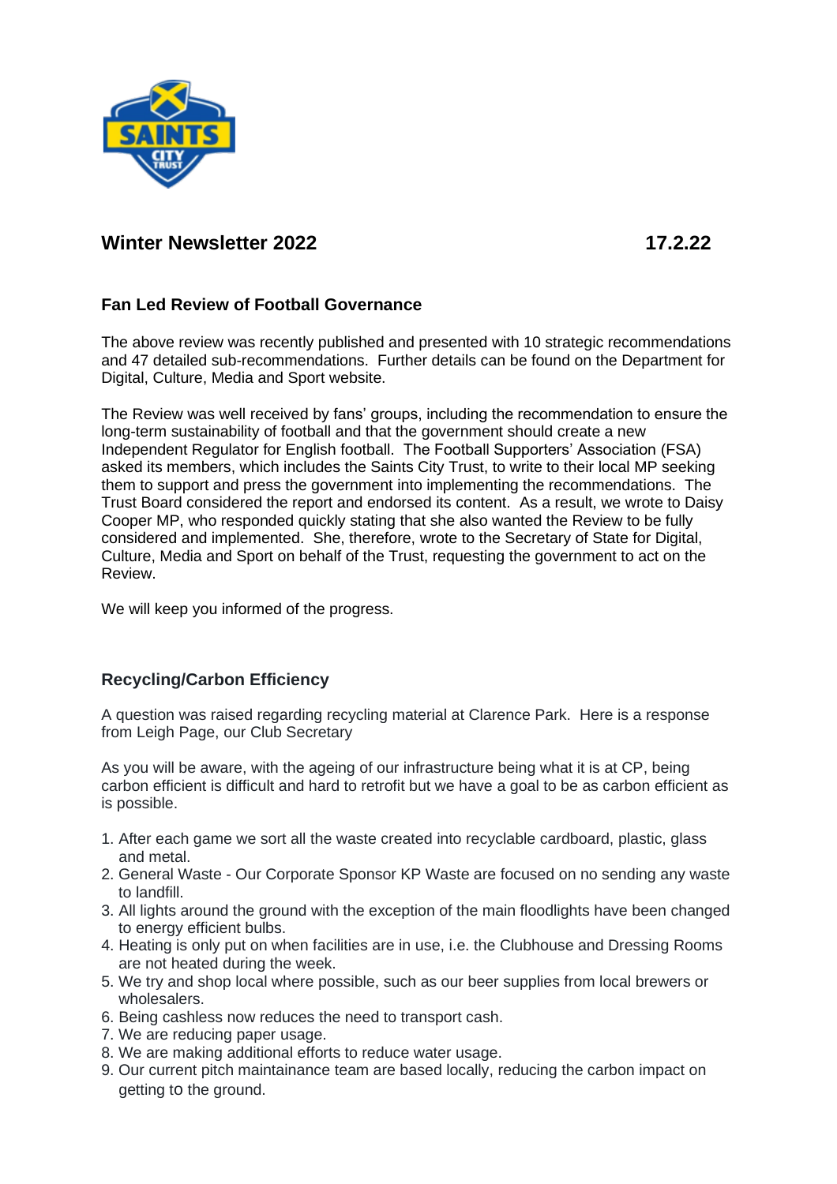# Winter Newsletter 2022 17.2.22

## Fan Led Review of Football Governance

The above review was recently published and presented with 10 strategic recommendations and 47 detailed sub-recommendations. Further details can be found on the Department for Digital, Culture, Media and Sport website.

The Review was well received by fans' groups, including the recommendation to ensure the long-term sustainability of football and that the government should create a new Independent Regulator for English football. The Football Supporters' Association (FSA) asked its members, which includes the Saints City Trust, to write to their local MP seeking them to support and press the government into implementing the recommendations. The Trust Board considered the report and endorsed its content. As a result, we wrote to Daisy Cooper MP, who responded quickly stating that she also wanted the Review to be fully considered and implemented. She, therefore, wrote to the Secretary of State for Digital, Culture, Media and Sport on behalf of the Trust, requesting the government to act on the Review.

We will keep you informed of the progress.

## Recycling/Carbon Efficiency

A question was raised regarding recycling material at Clarence Park. Here is a response from Leigh Page, our Club Secretary

As you will be aware, with the ageing of our infrastructure being what it is at CP, being carbon efficient is difficult and hard to retrofit but we have a goal to be as carbon efficient as is possible.

1. After each game we sort all the waste created into recyclable cardboard, plastic, glass and metal.
2. General Waste - Our Corporate Sponsor KP Waste are focused on no sending any waste to landfill.
3. All lights around the ground with the exception of the main floodlights have been changed to energy efficient bulbs.
4. Heating is only put on when facilities are in use, i.e. the Clubhouse and Dressing Rooms are not heated during the week.
5. We try and shop local where possible, such as our beer supplies from local brewers or wholesalers.
6. Being cashless now reduces the need to transport cash.
7. We are reducing paper usage.
8. We are making additional efforts to reduce water usage.
9. Our current pitch maintainance team are based locally, reducing the carbon impact on getting to the ground.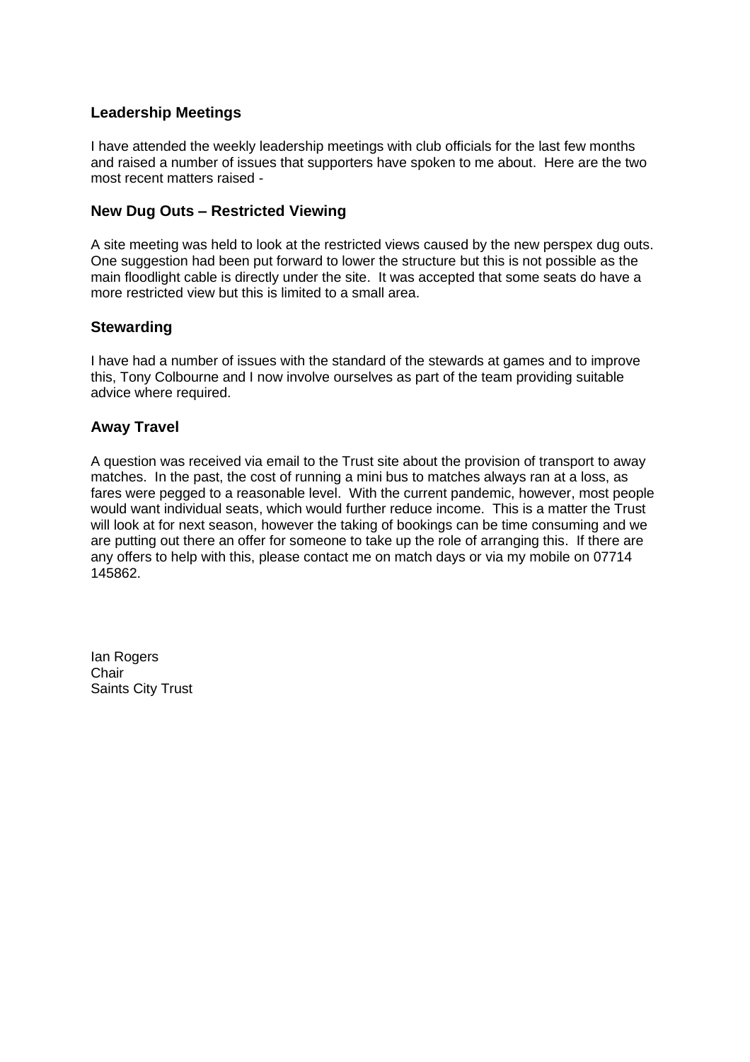## Leadership Meetings

I have attended the weekly leadership meetings with club officials for the last few months and raised a number of issues that supporters have spoken to me about. Here are the two most recent matters raised -

## New Dug Outs – Restricted Viewing

A site meeting was held to look at the restricted views caused by the new perspex dug outs. One suggestion had been put forward to lower the structure but this is not possible as the main floodlight cable is directly under the site. It was accepted that some seats do have a more restricted view but this is limited to a small area.

## Stewarding

I have had a number of issues with the standard of the stewards at games and to improve this, Tony Colbourne and I now involve ourselves as part of the team providing suitable advice where required.

## Away Travel

A question was received via email to the Trust site about the provision of transport to away matches. In the past, the cost of running a mini bus to matches always ran at a loss, as fares were pegged to a reasonable level. With the current pandemic, however, most people would want individual seats, which would further reduce income. This is a matter the Trust will look at for next season, however the taking of bookings can be time consuming and we are putting out there an offer for someone to take up the role of arranging this. If there are any offers to help with this, please contact me on match days or via my mobile on 07714 145862.

Ian Rogers
Chair
Saints City Trust